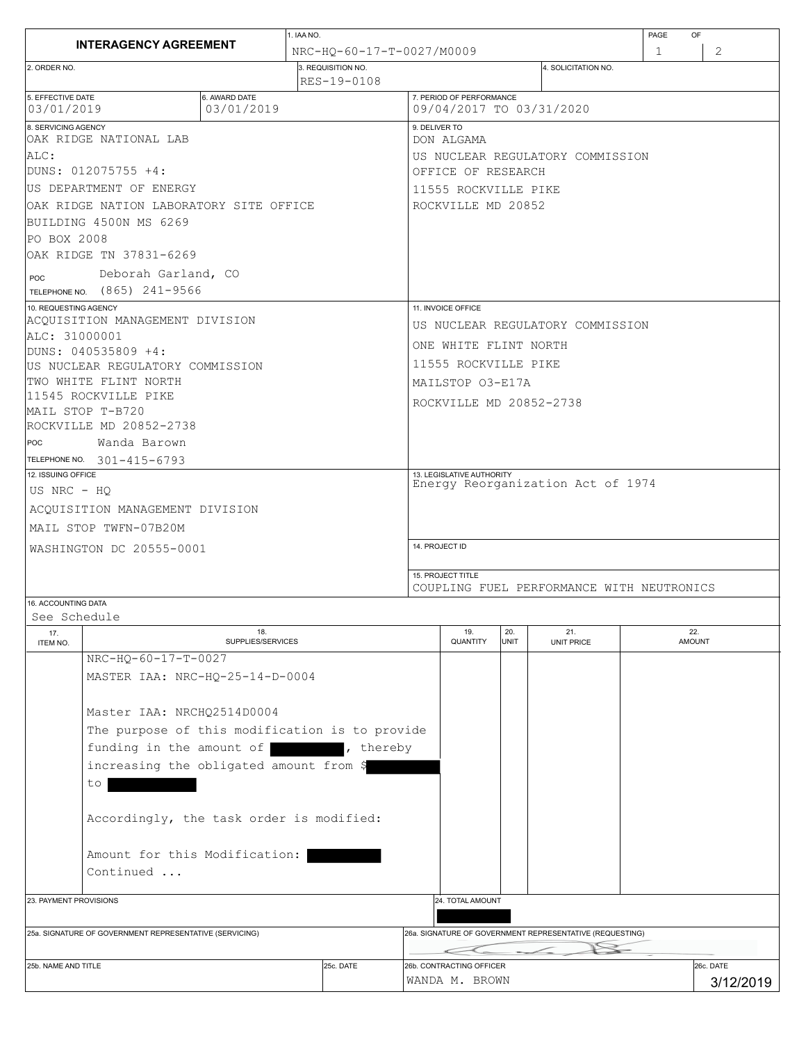# INTERAGENCY AGREEMENT

**1. IAA NO.** NRC-HQ-60-17-T-0027/M0009

**2. ORDER NO.**

**3. REQUISITION NO.** RES-19-0108

**4. SOLICITATION NO.**

**5. EFFECTIVE DATE** 03/01/2019

**6. AWARD DATE** 03/01/2019

**7. PERIOD OF PERFORMANCE** 09/04/2017 TO 03/31/2020

**8. SERVICING AGENCY**
OAK RIDGE NATIONAL LAB
ALC:
DUNS: 012075755 +4:
US DEPARTMENT OF ENERGY
OAK RIDGE NATION LABORATORY SITE OFFICE
BUILDING 4500N MS 6269
PO BOX 2008
OAK RIDGE TN 37831-6269
POC Deborah Garland, CO
TELEPHONE NO. (865) 241-9566

**9. DELIVER TO**
DON ALGAMA
US NUCLEAR REGULATORY COMMISSION
OFFICE OF RESEARCH
11555 ROCKVILLE PIKE
ROCKVILLE MD 20852

**10. REQUESTING AGENCY**
ACQUISITION MANAGEMENT DIVISION
ALC: 31000001
DUNS: 040535809 +4:
US NUCLEAR REGULATORY COMMISSION
TWO WHITE FLINT NORTH
11545 ROCKVILLE PIKE
MAIL STOP T-B720
ROCKVILLE MD 20852-2738
POC Wanda Barown
TELEPHONE NO. 301-415-6793

**11. INVOICE OFFICE**
US NUCLEAR REGULATORY COMMISSION
ONE WHITE FLINT NORTH
11555 ROCKVILLE PIKE
MAILSTOP O3-E17A
ROCKVILLE MD 20852-2738

**12. ISSUING OFFICE**
US NRC - HQ
ACQUISITION MANAGEMENT DIVISION
MAIL STOP TWFN-07B20M
WASHINGTON DC 20555-0001

**13. LEGISLATIVE AUTHORITY** Energy Reorganization Act of 1974

**14. PROJECT ID**

**15. PROJECT TITLE** COUPLING FUEL PERFORMANCE WITH NEUTRONICS

**16. ACCOUNTING DATA** See Schedule

| 17. ITEM NO. | 18. SUPPLIES/SERVICES | 19. QUANTITY | 20. UNIT | 21. UNIT PRICE | 22. AMOUNT |
|---|---|---|---|---|---|
| | NRC-HQ-60-17-T-0027<br>MASTER IAA: NRC-HQ-25-14-D-0004<br><br>Master IAA: NRCHQ2514D0004<br>The purpose of this modification is to provide funding in the amount of [REDACTED], thereby increasing the obligated amount from $[REDACTED] to [REDACTED]<br><br>Accordingly, the task order is modified:<br><br>Amount for this Modification: [REDACTED]<br>Continued ... | | | | |

**23. PAYMENT PROVISIONS**

**24. TOTAL AMOUNT** [REDACTED]

**25a. SIGNATURE OF GOVERNMENT REPRESENTATIVE (SERVICING)**

**25b. NAME AND TITLE**

**25c. DATE**

**26a. SIGNATURE OF GOVERNMENT REPRESENTATIVE (REQUESTING)** [Signature]

**26b. CONTRACTING OFFICER** WANDA M. BROWN

**26c. DATE** 3/12/2019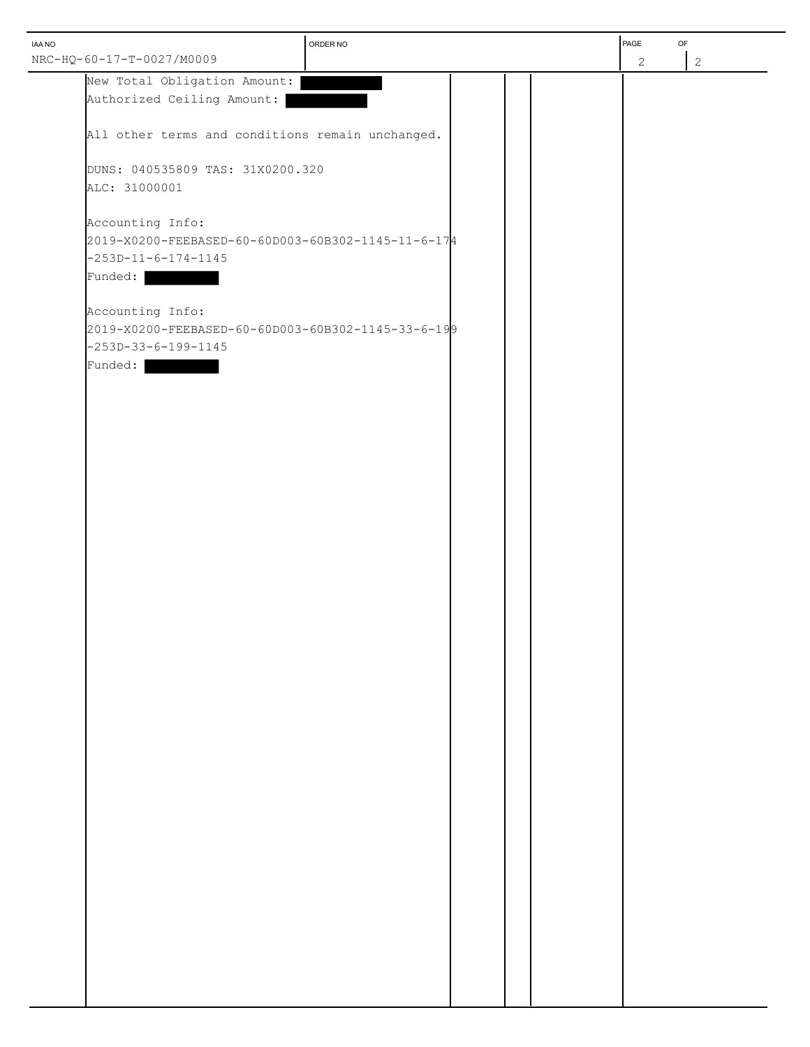IAA NO: NRC-HQ-60-17-T-0027/M0009

ORDER NO:

New Total Obligation Amount: [REDACTED]

Authorized Ceiling Amount: [REDACTED]

All other terms and conditions remain unchanged.

DUNS: 040535809 TAS: 31X0200.320

ALC: 31000001

Accounting Info:

2019-X0200-FEEBASED-60-60D003-60B302-1145-11-6-174-253D-11-6-174-1145

Funded: [REDACTED]

Accounting Info:

2019-X0200-FEEBASED-60-60D003-60B302-1145-33-6-199-253D-33-6-199-1145

Funded: [REDACTED]